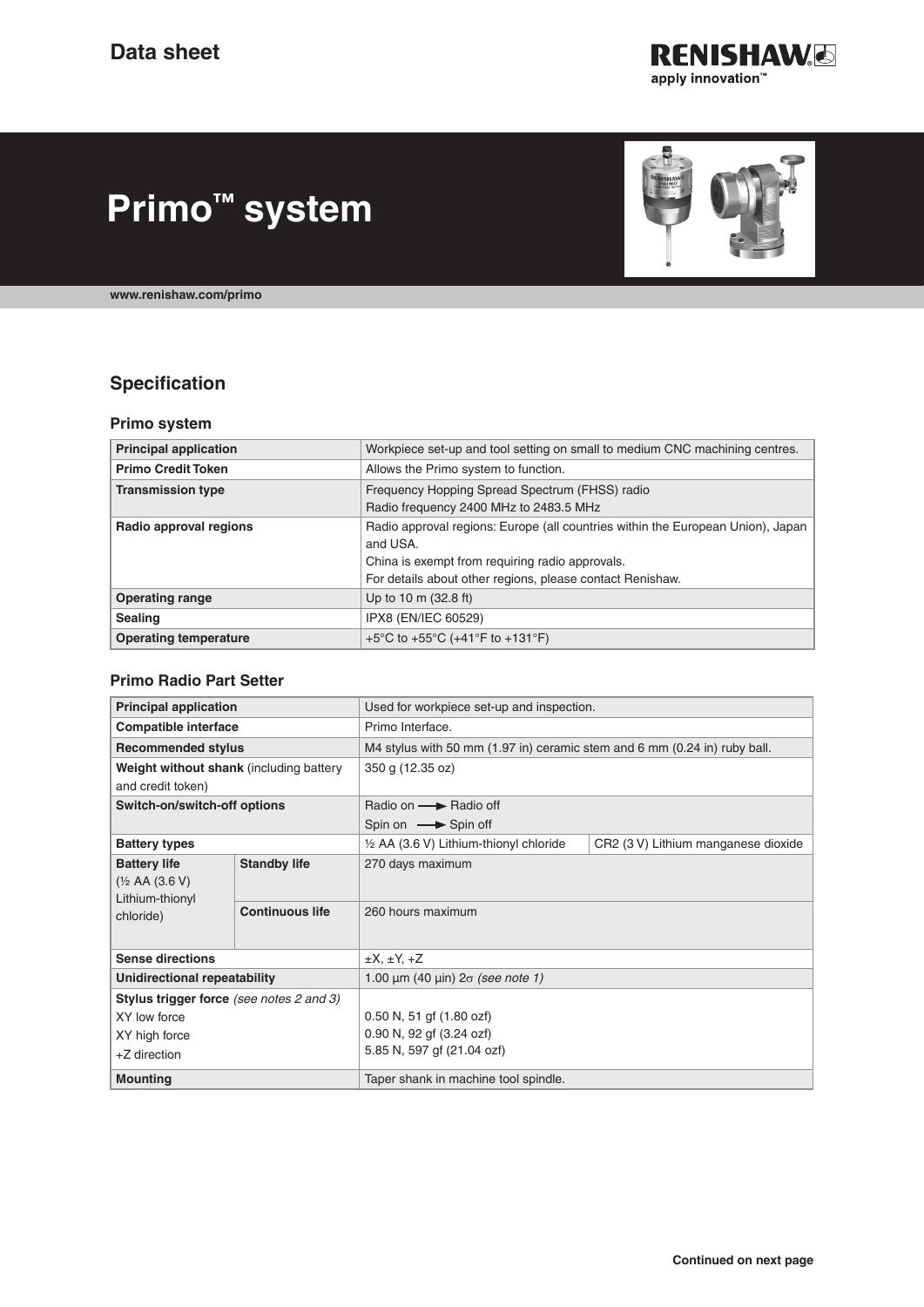Data sheet

# Primo™ system

www.renishaw.com/primo

## Specification

### Primo system

| | |
|---|---|
| **Principal application** | Workpiece set-up and tool setting on small to medium CNC machining centres. |
| **Primo Credit Token** | Allows the Primo system to function. |
| **Transmission type** | Frequency Hopping Spread Spectrum (FHSS) radio<br>Radio frequency 2400 MHz to 2483.5 MHz |
| **Radio approval regions** | Radio approval regions: Europe (all countries within the European Union), Japan and USA.<br>China is exempt from requiring radio approvals.<br>For details about other regions, please contact Renishaw. |
| **Operating range** | Up to 10 m (32.8 ft) |
| **Sealing** | IPX8 (EN/IEC 60529) |
| **Operating temperature** | +5°C to +55°C (+41°F to +131°F) |

### Primo Radio Part Setter

| | | | |
|---|---|---|---|
| **Principal application** | | Used for workpiece set-up and inspection. | |
| **Compatible interface** | | Primo Interface. | |
| **Recommended stylus** | | M4 stylus with 50 mm (1.97 in) ceramic stem and 6 mm (0.24 in) ruby ball. | |
| **Weight without shank** (including battery and credit token) | | 350 g (12.35 oz) | |
| **Switch-on/switch-off options** | | Radio on ⟶ Radio off<br>Spin on ⟶ Spin off | |
| **Battery types** | | ½ AA (3.6 V) Lithium-thionyl chloride | CR2 (3 V) Lithium manganese dioxide |
| **Battery life** (½ AA (3.6 V) Lithium-thionyl chloride) | **Standby life** | 270 days maximum | |
| | **Continuous life** | 260 hours maximum | |
| **Sense directions** | | ±X, ±Y, +Z | |
| **Unidirectional repeatability** | | 1.00 µm (40 µin) 2σ *(see note 1)* | |
| **Stylus trigger force** *(see notes 2 and 3)*<br>XY low force<br>XY high force<br>+Z direction | | <br>0.50 N, 51 gf (1.80 ozf)<br>0.90 N, 92 gf (3.24 ozf)<br>5.85 N, 597 gf (21.04 ozf) | |
| **Mounting** | | Taper shank in machine tool spindle. | |

**Continued on next page**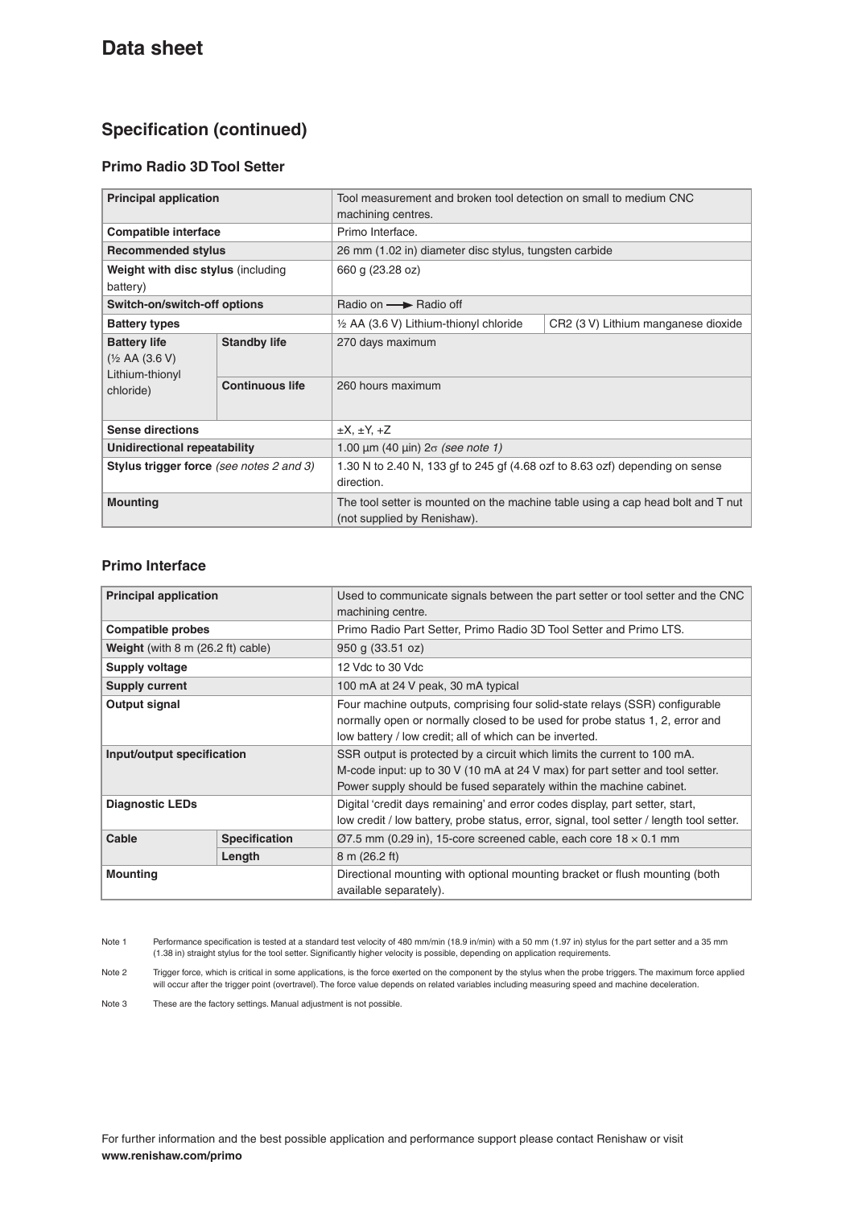# Data sheet

## Specification (continued)

### Primo Radio 3D Tool Setter

| **Principal application** | | Tool measurement and broken tool detection on small to medium CNC machining centres. | |
|---|---|---|---|
| **Compatible interface** | | Primo Interface. | |
| **Recommended stylus** | | 26 mm (1.02 in) diameter disc stylus, tungsten carbide | |
| **Weight with disc stylus** (including battery) | | 660 g (23.28 oz) | |
| **Switch-on/switch-off options** | | Radio on ⟶ Radio off | |
| **Battery types** | | ½ AA (3.6 V) Lithium-thionyl chloride | CR2 (3 V) Lithium manganese dioxide |
| **Battery life** (½ AA (3.6 V) Lithium-thionyl chloride) | **Standby life** | 270 days maximum | |
| | **Continuous life** | 260 hours maximum | |
| **Sense directions** | | ±X, ±Y, +Z | |
| **Unidirectional repeatability** | | 1.00 µm (40 µin) 2σ *(see note 1)* | |
| **Stylus trigger force** *(see notes 2 and 3)* | | 1.30 N to 2.40 N, 133 gf to 245 gf (4.68 ozf to 8.63 ozf) depending on sense direction. | |
| **Mounting** | | The tool setter is mounted on the machine table using a cap head bolt and T nut (not supplied by Renishaw). | |

### Primo Interface

| **Principal application** | | Used to communicate signals between the part setter or tool setter and the CNC machining centre. |
|---|---|---|
| **Compatible probes** | | Primo Radio Part Setter, Primo Radio 3D Tool Setter and Primo LTS. |
| **Weight** (with 8 m (26.2 ft) cable) | | 950 g (33.51 oz) |
| **Supply voltage** | | 12 Vdc to 30 Vdc |
| **Supply current** | | 100 mA at 24 V peak, 30 mA typical |
| **Output signal** | | Four machine outputs, comprising four solid-state relays (SSR) configurable normally open or normally closed to be used for probe status 1, 2, error and low battery / low credit; all of which can be inverted. |
| **Input/output specification** | | SSR output is protected by a circuit which limits the current to 100 mA. M-code input: up to 30 V (10 mA at 24 V max) for part setter and tool setter. Power supply should be fused separately within the machine cabinet. |
| **Diagnostic LEDs** | | Digital 'credit days remaining' and error codes display, part setter, start, low credit / low battery, probe status, error, signal, tool setter / length tool setter. |
| **Cable** | **Specification** | Ø7.5 mm (0.29 in), 15-core screened cable, each core 18 × 0.1 mm |
| | **Length** | 8 m (26.2 ft) |
| **Mounting** | | Directional mounting with optional mounting bracket or flush mounting (both available separately). |

Note 1 Performance specification is tested at a standard test velocity of 480 mm/min (18.9 in/min) with a 50 mm (1.97 in) stylus for the part setter and a 35 mm (1.38 in) straight stylus for the tool setter. Significantly higher velocity is possible, depending on application requirements.

Note 2 Trigger force, which is critical in some applications, is the force exerted on the component by the stylus when the probe triggers. The maximum force applied will occur after the trigger point (overtravel). The force value depends on related variables including measuring speed and machine deceleration.

Note 3 These are the factory settings. Manual adjustment is not possible.

For further information and the best possible application and performance support please contact Renishaw or visit **www.renishaw.com/primo**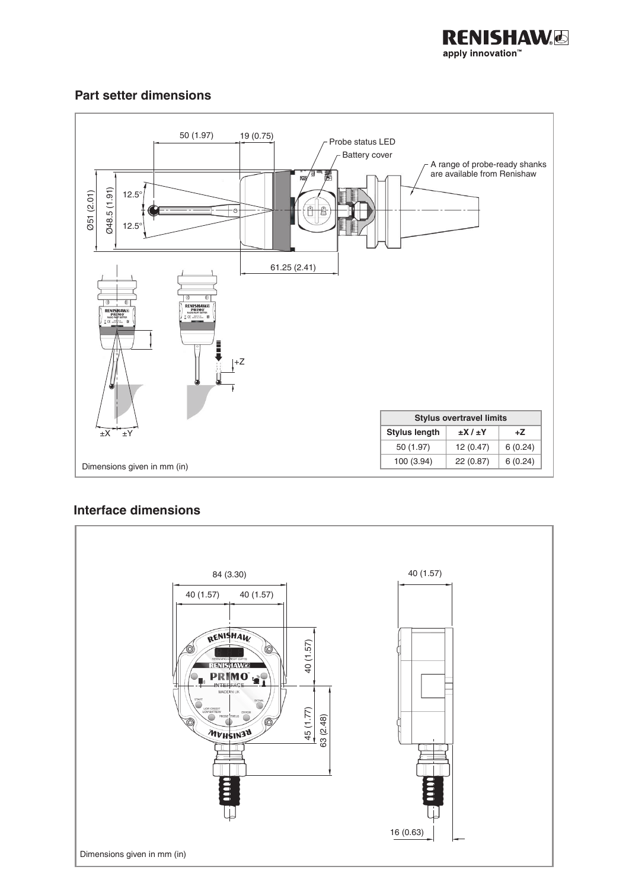## Part setter dimensions

Probe status LED

Battery cover

A range of probe-ready shanks are available from Renishaw

| Stylus overtravel limits | | |
|---|---|---|
| Stylus length | ±X / ±Y | +Z |
| 50 (1.97) | 12 (0.47) | 6 (0.24) |
| 100 (3.94) | 22 (0.87) | 6 (0.24) |

Dimensions given in mm (in)

## Interface dimensions

Dimensions given in mm (in)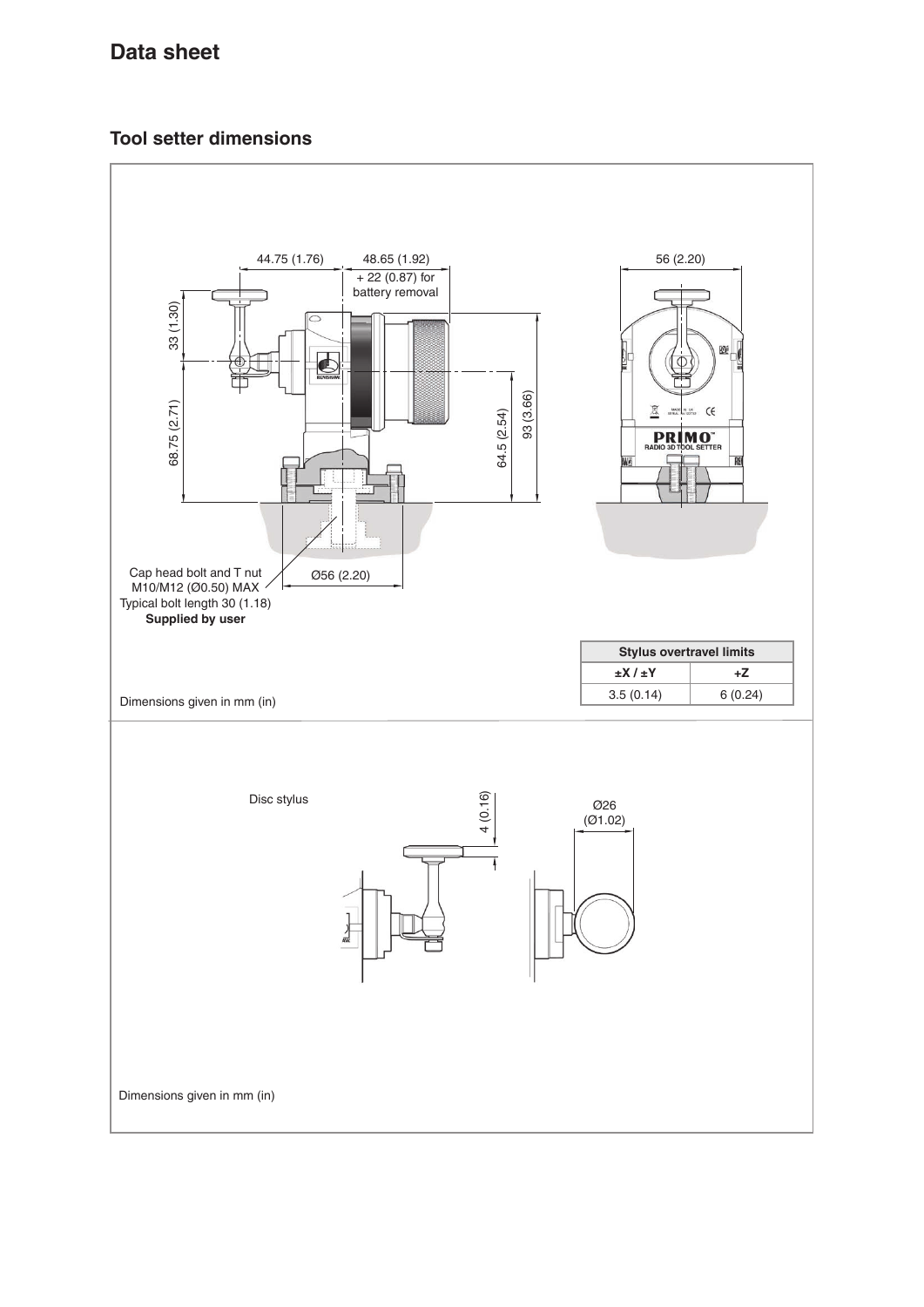## Data sheet

### Tool setter dimensions

44.75 (1.76)

48.65 (1.92)

+ 22 (0.87) for battery removal

56 (2.20)

33 (1.30)

68.75 (2.71)

64.5 (2.54)

93 (3.66)

Cap head bolt and T nut M10/M12 (Ø0.50) MAX
Typical bolt length 30 (1.18)
**Supplied by user**

Ø56 (2.20)

| Stylus overtravel limits | |
|---|---|
| ±X / ±Y | +Z |
| 3.5 (0.14) | 6 (0.24) |

Dimensions given in mm (in)

Disc stylus

4 (0.16)

Ø26 (Ø1.02)

Dimensions given in mm (in)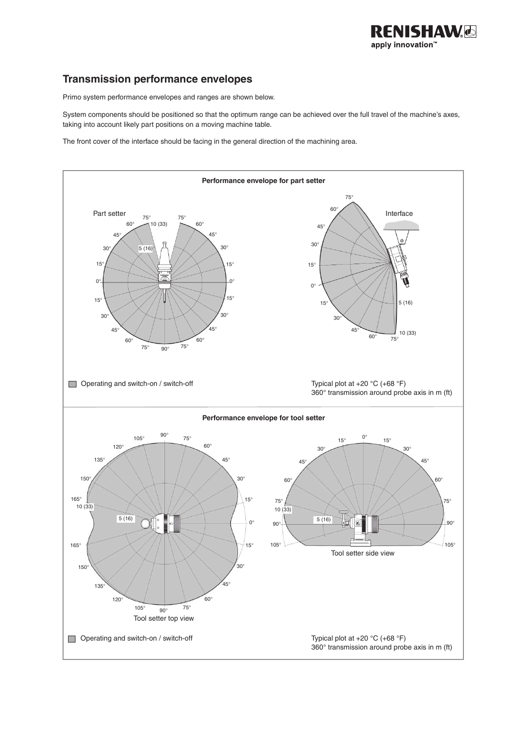## Transmission performance envelopes

Primo system performance envelopes and ranges are shown below.

System components should be positioned so that the optimum range can be achieved over the full travel of the machine's axes, taking into account likely part positions on a moving machine table.

The front cover of the interface should be facing in the general direction of the machining area.

**Performance envelope for part setter**

Part setter

Interface

Operating and switch-on / switch-off

Typical plot at +20 °C (+68 °F)
360° transmission around probe axis in m (ft)

**Performance envelope for tool setter**

Tool setter top view

Tool setter side view

Operating and switch-on / switch-off

Typical plot at +20 °C (+68 °F)
360° transmission around probe axis in m (ft)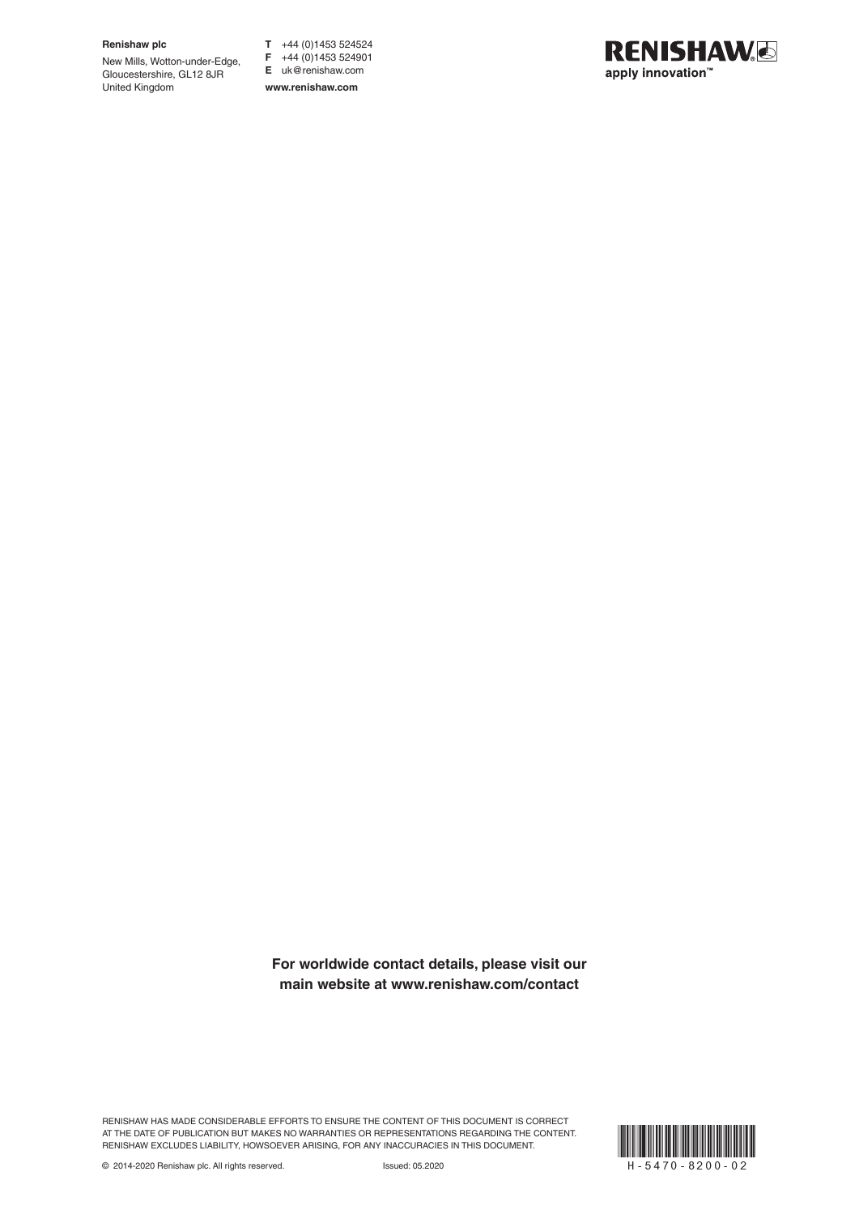**Renishaw plc**

New Mills, Wotton-under-Edge,
Gloucestershire, GL12 8JR
United Kingdom

**T** +44 (0)1453 524524
**F** +44 (0)1453 524901
**E** uk@renishaw.com

**www.renishaw.com**

**RENISHAW**
**apply innovation™**

**For worldwide contact details, please visit our main website at www.renishaw.com/contact**

RENISHAW HAS MADE CONSIDERABLE EFFORTS TO ENSURE THE CONTENT OF THIS DOCUMENT IS CORRECT AT THE DATE OF PUBLICATION BUT MAKES NO WARRANTIES OR REPRESENTATIONS REGARDING THE CONTENT. RENISHAW EXCLUDES LIABILITY, HOWSOEVER ARISING, FOR ANY INACCURACIES IN THIS DOCUMENT.

© 2014-2020 Renishaw plc. All rights reserved.

Issued: 05.2020

H-5470-8200-02